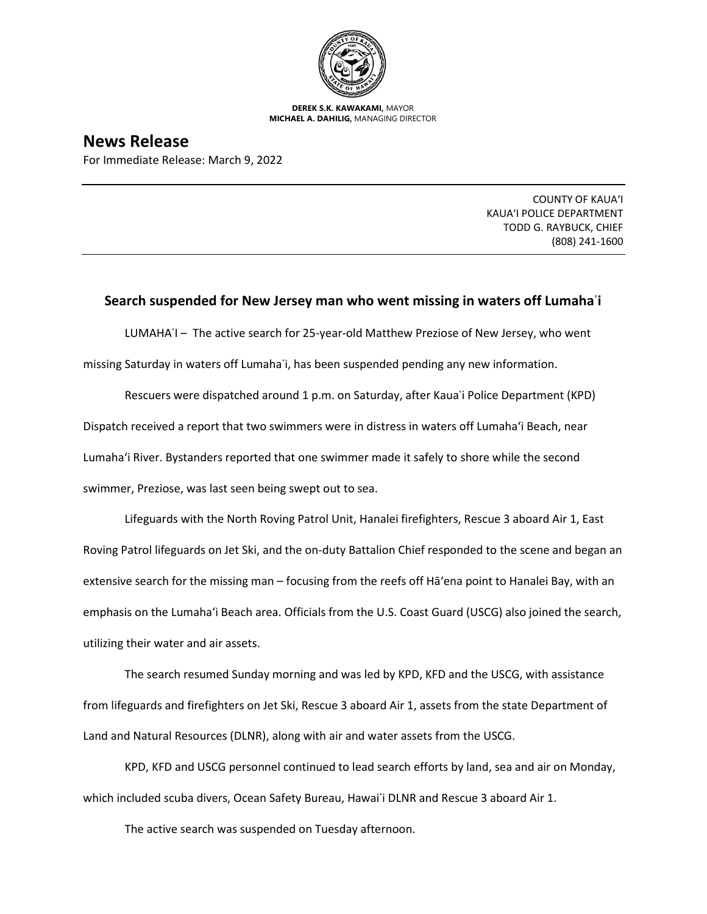**DEREK S.K. KAWAKAMI,** MAYOR
**MICHAEL A. DAHILIG,** MANAGING DIRECTOR

# News Release

For Immediate Release: March 9, 2022

COUNTY OF KAUAʻI
KAUAʻI POLICE DEPARTMENT
TODD G. RAYBUCK, CHIEF
(808) 241-1600

## Search suspended for New Jersey man who went missing in waters off Lumahaʻi

LUMAHAʻI – The active search for 25-year-old Matthew Preziose of New Jersey, who went missing Saturday in waters off Lumahaʻi, has been suspended pending any new information.

Rescuers were dispatched around 1 p.m. on Saturday, after Kauaʻi Police Department (KPD) Dispatch received a report that two swimmers were in distress in waters off Lumahaʻi Beach, near Lumahaʻi River. Bystanders reported that one swimmer made it safely to shore while the second swimmer, Preziose, was last seen being swept out to sea.

Lifeguards with the North Roving Patrol Unit, Hanalei firefighters, Rescue 3 aboard Air 1, East Roving Patrol lifeguards on Jet Ski, and the on-duty Battalion Chief responded to the scene and began an extensive search for the missing man – focusing from the reefs off Hāʻena point to Hanalei Bay, with an emphasis on the Lumahaʻi Beach area. Officials from the U.S. Coast Guard (USCG) also joined the search, utilizing their water and air assets.

The search resumed Sunday morning and was led by KPD, KFD and the USCG, with assistance from lifeguards and firefighters on Jet Ski, Rescue 3 aboard Air 1, assets from the state Department of Land and Natural Resources (DLNR), along with air and water assets from the USCG.

KPD, KFD and USCG personnel continued to lead search efforts by land, sea and air on Monday, which included scuba divers, Ocean Safety Bureau, Hawaiʻi DLNR and Rescue 3 aboard Air 1.

The active search was suspended on Tuesday afternoon.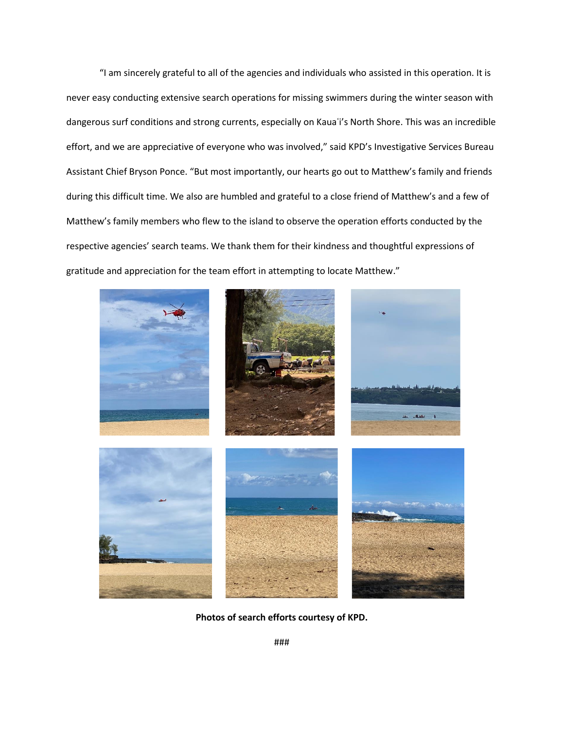"I am sincerely grateful to all of the agencies and individuals who assisted in this operation. It is never easy conducting extensive search operations for missing swimmers during the winter season with dangerous surf conditions and strong currents, especially on Kauaʻi's North Shore. This was an incredible effort, and we are appreciative of everyone who was involved," said KPD's Investigative Services Bureau Assistant Chief Bryson Ponce. "But most importantly, our hearts go out to Matthew's family and friends during this difficult time. We also are humbled and grateful to a close friend of Matthew's and a few of Matthew's family members who flew to the island to observe the operation efforts conducted by the respective agencies' search teams. We thank them for their kindness and thoughtful expressions of gratitude and appreciation for the team effort in attempting to locate Matthew."

**Photos of search efforts courtesy of KPD.**

###